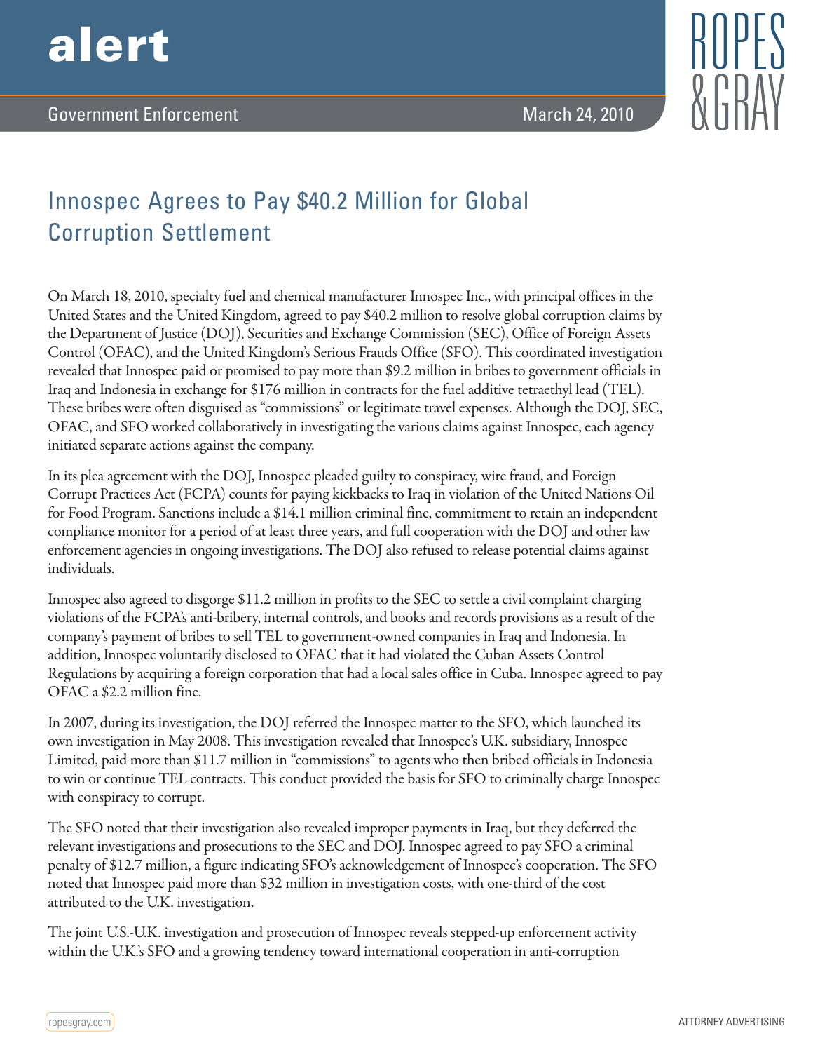# alert

Government Enforcement — March 24, 2010

## Innospec Agrees to Pay $40.2 Million for Global Corruption Settlement

On March 18, 2010, specialty fuel and chemical manufacturer Innospec Inc., with principal offices in the United States and the United Kingdom, agreed to pay $40.2 million to resolve global corruption claims by the Department of Justice (DOJ), Securities and Exchange Commission (SEC), Office of Foreign Assets Control (OFAC), and the United Kingdom's Serious Frauds Office (SFO). This coordinated investigation revealed that Innospec paid or promised to pay more than $9.2 million in bribes to government officials in Iraq and Indonesia in exchange for $176 million in contracts for the fuel additive tetraethyl lead (TEL). These bribes were often disguised as "commissions" or legitimate travel expenses. Although the DOJ, SEC, OFAC, and SFO worked collaboratively in investigating the various claims against Innospec, each agency initiated separate actions against the company.

In its plea agreement with the DOJ, Innospec pleaded guilty to conspiracy, wire fraud, and Foreign Corrupt Practices Act (FCPA) counts for paying kickbacks to Iraq in violation of the United Nations Oil for Food Program. Sanctions include a $14.1 million criminal fine, commitment to retain an independent compliance monitor for a period of at least three years, and full cooperation with the DOJ and other law enforcement agencies in ongoing investigations. The DOJ also refused to release potential claims against individuals.

Innospec also agreed to disgorge $11.2 million in profits to the SEC to settle a civil complaint charging violations of the FCPA's anti-bribery, internal controls, and books and records provisions as a result of the company's payment of bribes to sell TEL to government-owned companies in Iraq and Indonesia. In addition, Innospec voluntarily disclosed to OFAC that it had violated the Cuban Assets Control Regulations by acquiring a foreign corporation that had a local sales office in Cuba. Innospec agreed to pay OFAC a $2.2 million fine.

In 2007, during its investigation, the DOJ referred the Innospec matter to the SFO, which launched its own investigation in May 2008. This investigation revealed that Innospec's U.K. subsidiary, Innospec Limited, paid more than $11.7 million in "commissions" to agents who then bribed officials in Indonesia to win or continue TEL contracts. This conduct provided the basis for SFO to criminally charge Innospec with conspiracy to corrupt.

The SFO noted that their investigation also revealed improper payments in Iraq, but they deferred the relevant investigations and prosecutions to the SEC and DOJ. Innospec agreed to pay SFO a criminal penalty of $12.7 million, a figure indicating SFO's acknowledgement of Innospec's cooperation. The SFO noted that Innospec paid more than $32 million in investigation costs, with one-third of the cost attributed to the U.K. investigation.

The joint U.S.-U.K. investigation and prosecution of Innospec reveals stepped-up enforcement activity within the U.K.'s SFO and a growing tendency toward international cooperation in anti-corruption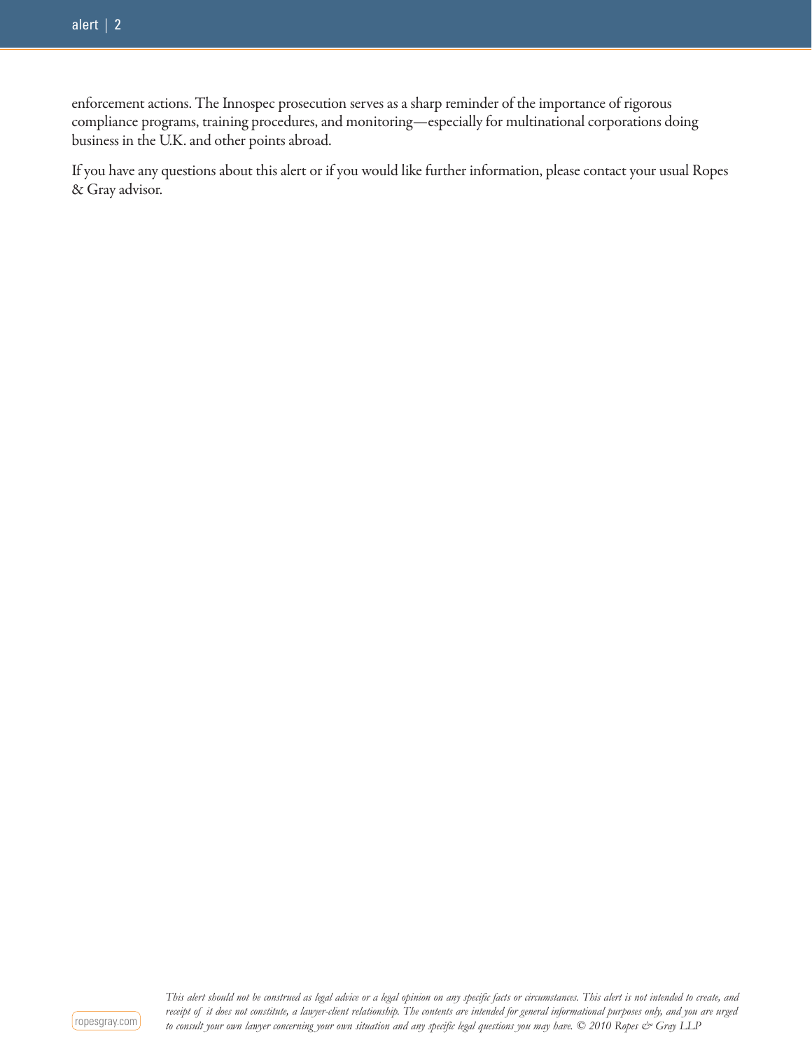enforcement actions. The Innospec prosecution serves as a sharp reminder of the importance of rigorous compliance programs, training procedures, and monitoring—especially for multinational corporations doing business in the U.K. and other points abroad.

If you have any questions about this alert or if you would like further information, please contact your usual Ropes & Gray advisor.

ropesgray.com

*This alert should not be construed as legal advice or a legal opinion on any specific facts or circumstances. This alert is not intended to create, and receipt of it does not constitute, a lawyer-client relationship. The contents are intended for general informational purposes only, and you are urged to consult your own lawyer concerning your own situation and any specific legal questions you may have. © 2010 Ropes & Gray LLP*